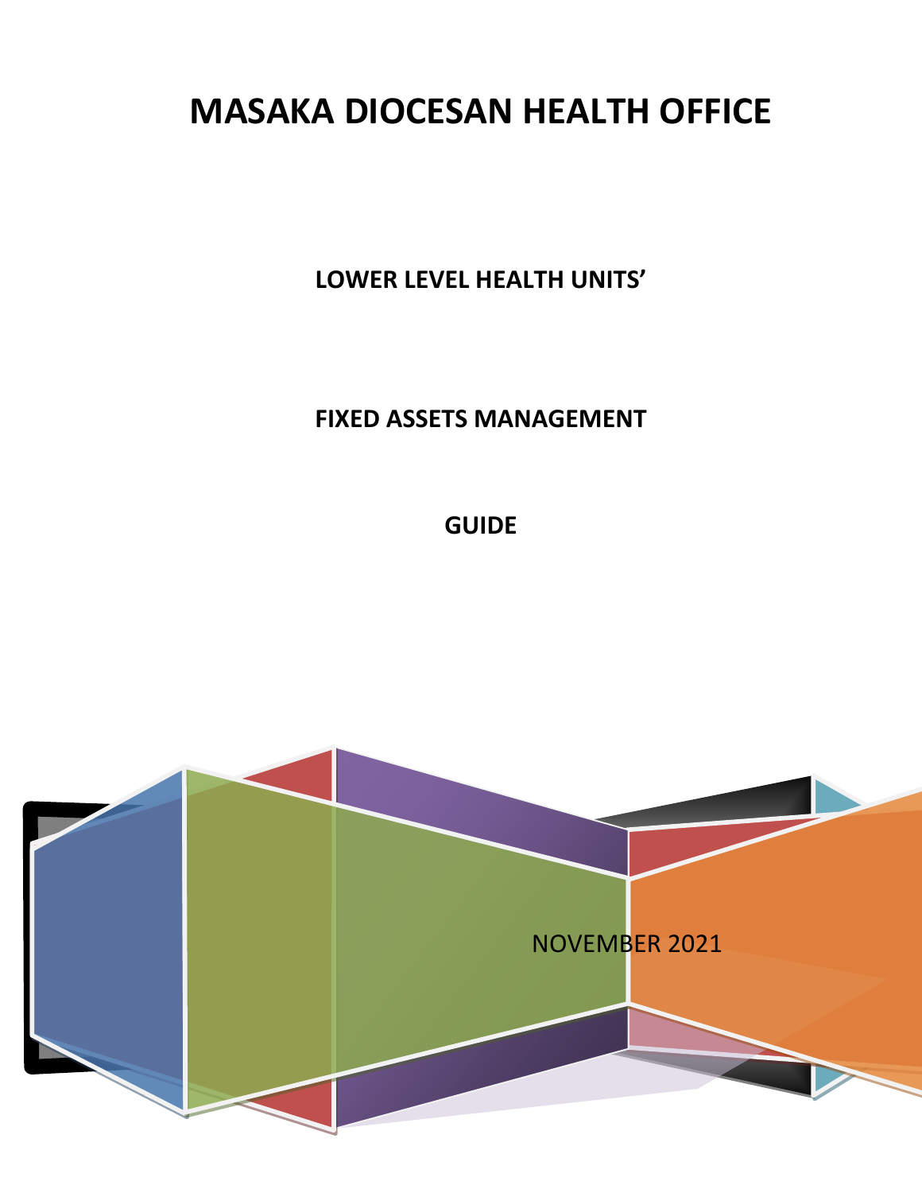# MASAKA DIOCESAN HEALTH OFFICE

**LOWER LEVEL HEALTH UNITS'**

**FIXED ASSETS MANAGEMENT**

**GUIDE**

NOVEMBER 2021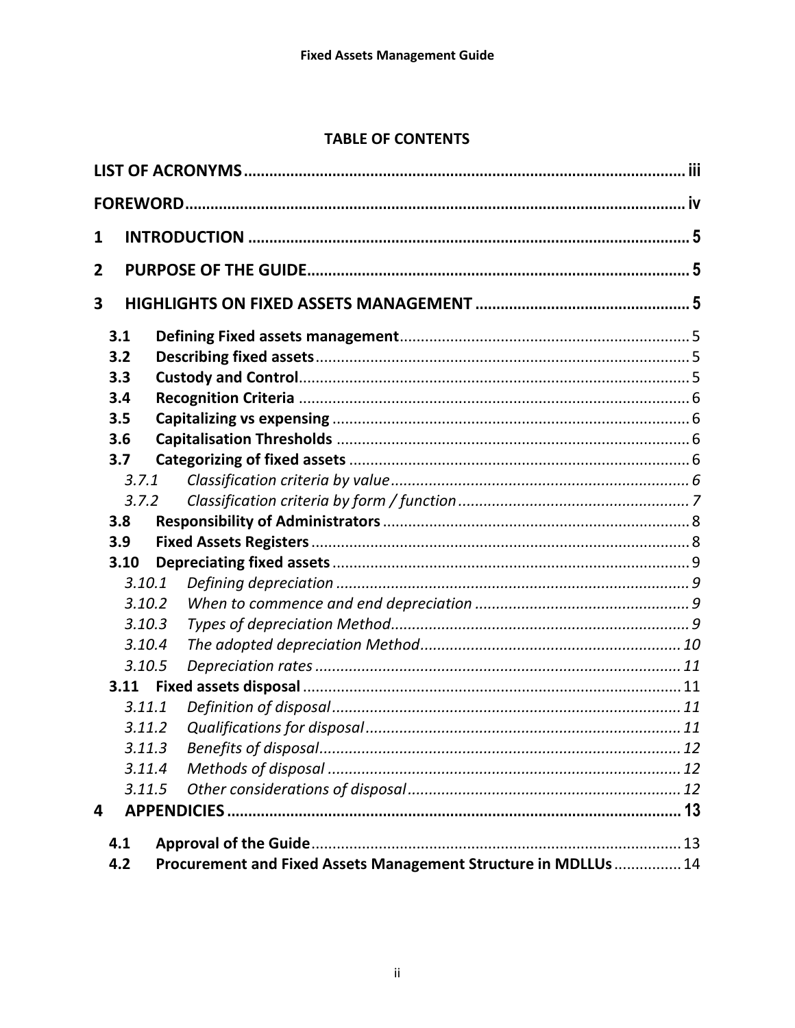**TABLE OF CONTENTS**

**LIST OF ACRONYMS** .......... iii

**FOREWORD** .......... iv

**1 INTRODUCTION** .......... 5

**2 PURPOSE OF THE GUIDE** .......... 5

**3 HIGHLIGHTS ON FIXED ASSETS MANAGEMENT** .......... 5

- **3.1 Defining Fixed assets management** .......... 5
- **3.2 Describing fixed assets** .......... 5
- **3.3 Custody and Control** .......... 5
- **3.4 Recognition Criteria** .......... 6
- **3.5 Capitalizing vs expensing** .......... 6
- **3.6 Capitalisation Thresholds** .......... 6
- **3.7 Categorizing of fixed assets** .......... 6
  - *3.7.1 Classification criteria by value* .......... 6
  - *3.7.2 Classification criteria by form / function* .......... 7
- **3.8 Responsibility of Administrators** .......... 8
- **3.9 Fixed Assets Registers** .......... 8
- **3.10 Depreciating fixed assets** .......... 9
  - *3.10.1 Defining depreciation* .......... 9
  - *3.10.2 When to commence and end depreciation* .......... 9
  - *3.10.3 Types of depreciation Method* .......... 9
  - *3.10.4 The adopted depreciation Method* .......... 10
  - *3.10.5 Depreciation rates* .......... 11
- **3.11 Fixed assets disposal** .......... 11
  - *3.11.1 Definition of disposal* .......... 11
  - *3.11.2 Qualifications for disposal* .......... 11
  - *3.11.3 Benefits of disposal* .......... 12
  - *3.11.4 Methods of disposal* .......... 12
  - *3.11.5 Other considerations of disposal* .......... 12

**4 APPENDICIES** .......... 13

- **4.1 Approval of the Guide** .......... 13
- **4.2 Procurement and Fixed Assets Management Structure in MDLLUs** .......... 14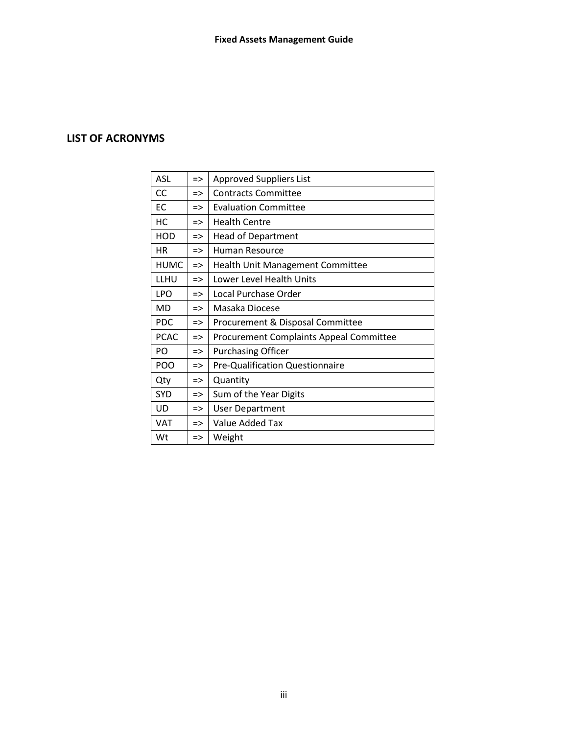## LIST OF ACRONYMS

| | | |
|---|---|---|
| ASL | => | Approved Suppliers List |
| CC | => | Contracts Committee |
| EC | => | Evaluation Committee |
| HC | => | Health Centre |
| HOD | => | Head of Department |
| HR | => | Human Resource |
| HUMC | => | Health Unit Management Committee |
| LLHU | => | Lower Level Health Units |
| LPO | => | Local Purchase Order |
| MD | => | Masaka Diocese |
| PDC | => | Procurement & Disposal Committee |
| PCAC | => | Procurement Complaints Appeal Committee |
| PO | => | Purchasing Officer |
| POO | => | Pre-Qualification Questionnaire |
| Qty | => | Quantity |
| SYD | => | Sum of the Year Digits |
| UD | => | User Department |
| VAT | => | Value Added Tax |
| Wt | => | Weight |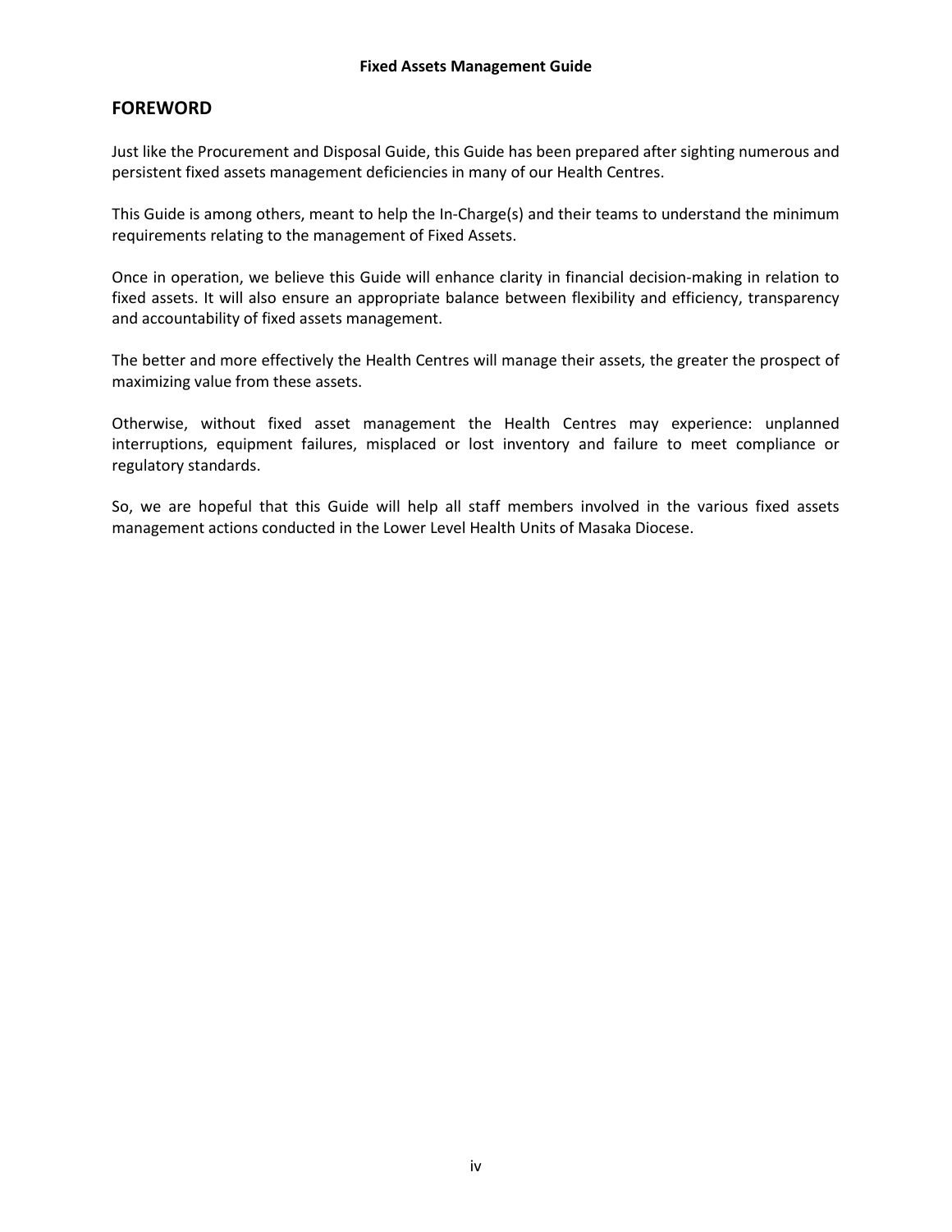## FOREWORD

Just like the Procurement and Disposal Guide, this Guide has been prepared after sighting numerous and persistent fixed assets management deficiencies in many of our Health Centres.

This Guide is among others, meant to help the In-Charge(s) and their teams to understand the minimum requirements relating to the management of Fixed Assets.

Once in operation, we believe this Guide will enhance clarity in financial decision-making in relation to fixed assets. It will also ensure an appropriate balance between flexibility and efficiency, transparency and accountability of fixed assets management.

The better and more effectively the Health Centres will manage their assets, the greater the prospect of maximizing value from these assets.

Otherwise, without fixed asset management the Health Centres may experience: unplanned interruptions, equipment failures, misplaced or lost inventory and failure to meet compliance or regulatory standards.

So, we are hopeful that this Guide will help all staff members involved in the various fixed assets management actions conducted in the Lower Level Health Units of Masaka Diocese.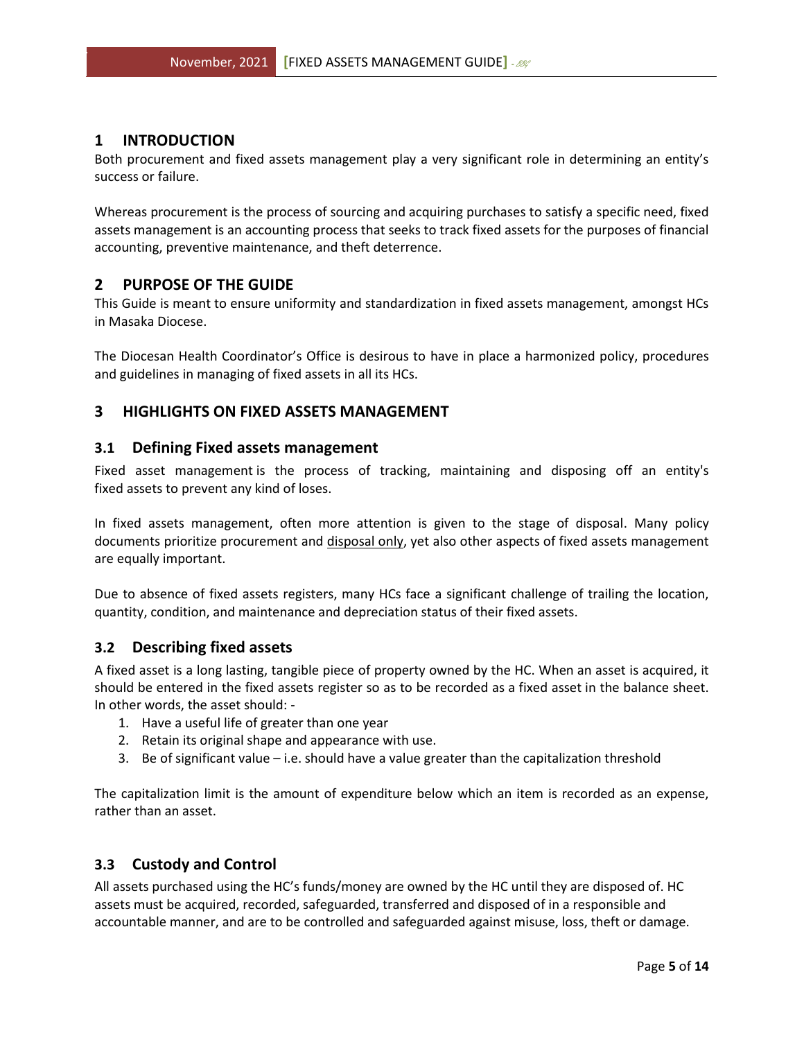# 1 INTRODUCTION

Both procurement and fixed assets management play a very significant role in determining an entity's success or failure.

Whereas procurement is the process of sourcing and acquiring purchases to satisfy a specific need, fixed assets management is an accounting process that seeks to track fixed assets for the purposes of financial accounting, preventive maintenance, and theft deterrence.

# 2 PURPOSE OF THE GUIDE

This Guide is meant to ensure uniformity and standardization in fixed assets management, amongst HCs in Masaka Diocese.

The Diocesan Health Coordinator's Office is desirous to have in place a harmonized policy, procedures and guidelines in managing of fixed assets in all its HCs.

# 3 HIGHLIGHTS ON FIXED ASSETS MANAGEMENT

## 3.1 Defining Fixed assets management

Fixed asset management is the process of tracking, maintaining and disposing off an entity's fixed assets to prevent any kind of loses.

In fixed assets management, often more attention is given to the stage of disposal. Many policy documents prioritize procurement and disposal only, yet also other aspects of fixed assets management are equally important.

Due to absence of fixed assets registers, many HCs face a significant challenge of trailing the location, quantity, condition, and maintenance and depreciation status of their fixed assets.

## 3.2 Describing fixed assets

A fixed asset is a long lasting, tangible piece of property owned by the HC. When an asset is acquired, it should be entered in the fixed assets register so as to be recorded as a fixed asset in the balance sheet. In other words, the asset should: -

1. Have a useful life of greater than one year
2. Retain its original shape and appearance with use.
3. Be of significant value – i.e. should have a value greater than the capitalization threshold

The capitalization limit is the amount of expenditure below which an item is recorded as an expense, rather than an asset.

## 3.3 Custody and Control

All assets purchased using the HC's funds/money are owned by the HC until they are disposed of. HC assets must be acquired, recorded, safeguarded, transferred and disposed of in a responsible and accountable manner, and are to be controlled and safeguarded against misuse, loss, theft or damage.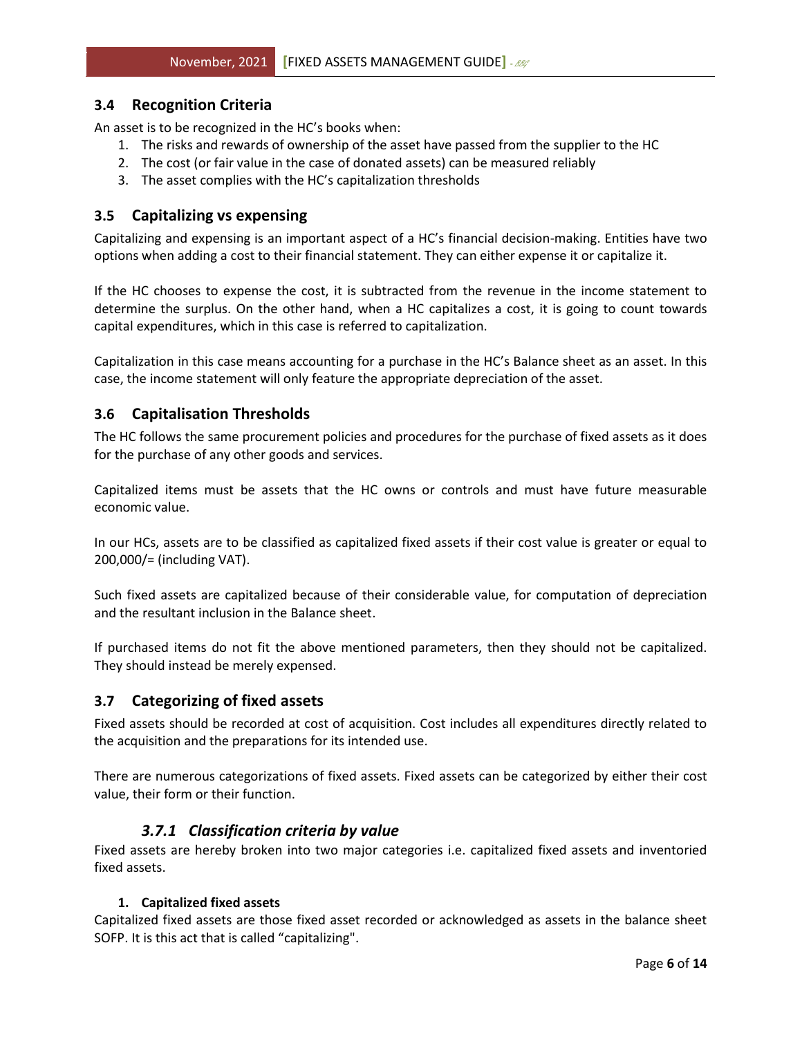## 3.4 Recognition Criteria

An asset is to be recognized in the HC's books when:

1. The risks and rewards of ownership of the asset have passed from the supplier to the HC
2. The cost (or fair value in the case of donated assets) can be measured reliably
3. The asset complies with the HC's capitalization thresholds

## 3.5 Capitalizing vs expensing

Capitalizing and expensing is an important aspect of a HC's financial decision-making. Entities have two options when adding a cost to their financial statement. They can either expense it or capitalize it.

If the HC chooses to expense the cost, it is subtracted from the revenue in the income statement to determine the surplus. On the other hand, when a HC capitalizes a cost, it is going to count towards capital expenditures, which in this case is referred to capitalization.

Capitalization in this case means accounting for a purchase in the HC's Balance sheet as an asset. In this case, the income statement will only feature the appropriate depreciation of the asset.

## 3.6 Capitalisation Thresholds

The HC follows the same procurement policies and procedures for the purchase of fixed assets as it does for the purchase of any other goods and services.

Capitalized items must be assets that the HC owns or controls and must have future measurable economic value.

In our HCs, assets are to be classified as capitalized fixed assets if their cost value is greater or equal to 200,000/= (including VAT).

Such fixed assets are capitalized because of their considerable value, for computation of depreciation and the resultant inclusion in the Balance sheet.

If purchased items do not fit the above mentioned parameters, then they should not be capitalized. They should instead be merely expensed.

## 3.7 Categorizing of fixed assets

Fixed assets should be recorded at cost of acquisition. Cost includes all expenditures directly related to the acquisition and the preparations for its intended use.

There are numerous categorizations of fixed assets. Fixed assets can be categorized by either their cost value, their form or their function.

### *3.7.1 Classification criteria by value*

Fixed assets are hereby broken into two major categories i.e. capitalized fixed assets and inventoried fixed assets.

**1. Capitalized fixed assets**

Capitalized fixed assets are those fixed asset recorded or acknowledged as assets in the balance sheet SOFP. It is this act that is called "capitalizing".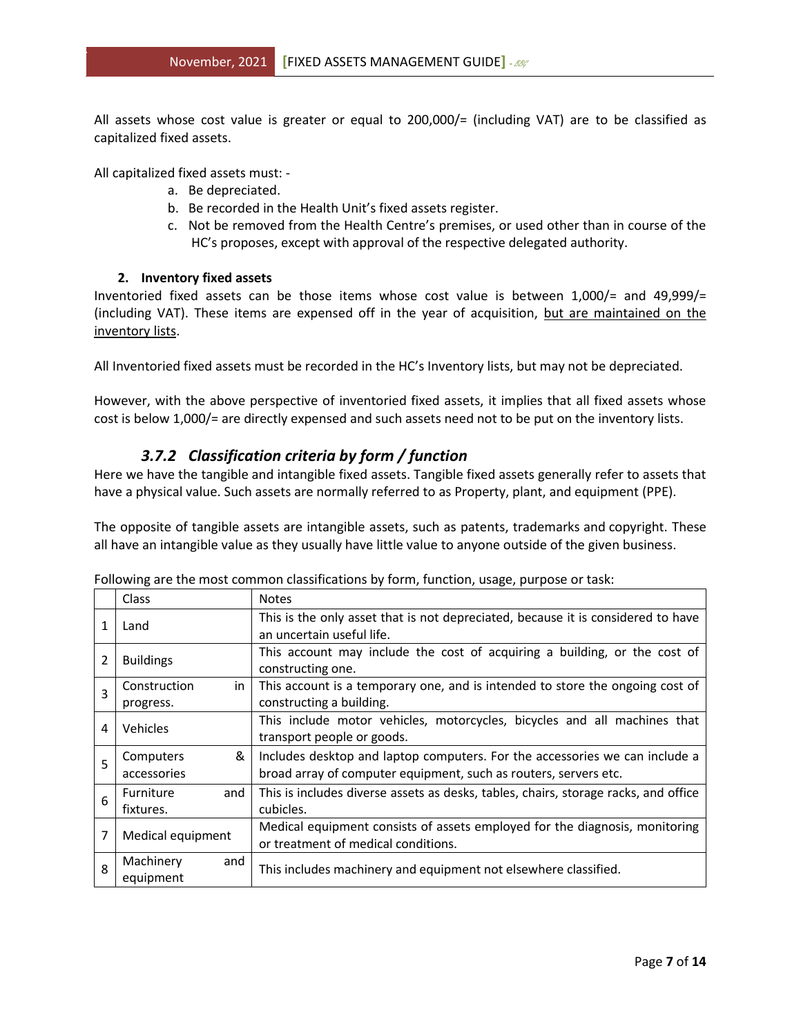All assets whose cost value is greater or equal to 200,000/= (including VAT) are to be classified as capitalized fixed assets.

All capitalized fixed assets must: -

a. Be depreciated.
b. Be recorded in the Health Unit's fixed assets register.
c. Not be removed from the Health Centre's premises, or used other than in course of the HC's proposes, except with approval of the respective delegated authority.

**2. Inventory fixed assets**

Inventoried fixed assets can be those items whose cost value is between 1,000/= and 49,999/= (including VAT). These items are expensed off in the year of acquisition, <u>but are maintained on the inventory lists</u>.

All Inventoried fixed assets must be recorded in the HC's Inventory lists, but may not be depreciated.

However, with the above perspective of inventoried fixed assets, it implies that all fixed assets whose cost is below 1,000/= are directly expensed and such assets need not to be put on the inventory lists.

### *3.7.2 Classification criteria by form / function*

Here we have the tangible and intangible fixed assets. Tangible fixed assets generally refer to assets that have a physical value. Such assets are normally referred to as Property, plant, and equipment (PPE).

The opposite of tangible assets are intangible assets, such as patents, trademarks and copyright. These all have an intangible value as they usually have little value to anyone outside of the given business.

Following are the most common classifications by form, function, usage, purpose or task:

| | Class | Notes |
|---|---|---|
| 1 | Land | This is the only asset that is not depreciated, because it is considered to have an uncertain useful life. |
| 2 | Buildings | This account may include the cost of acquiring a building, or the cost of constructing one. |
| 3 | Construction in progress. | This account is a temporary one, and is intended to store the ongoing cost of constructing a building. |
| 4 | Vehicles | This include motor vehicles, motorcycles, bicycles and all machines that transport people or goods. |
| 5 | Computers & accessories | Includes desktop and laptop computers. For the accessories we can include a broad array of computer equipment, such as routers, servers etc. |
| 6 | Furniture and fixtures. | This is includes diverse assets as desks, tables, chairs, storage racks, and office cubicles. |
| 7 | Medical equipment | Medical equipment consists of assets employed for the diagnosis, monitoring or treatment of medical conditions. |
| 8 | Machinery and equipment | This includes machinery and equipment not elsewhere classified. |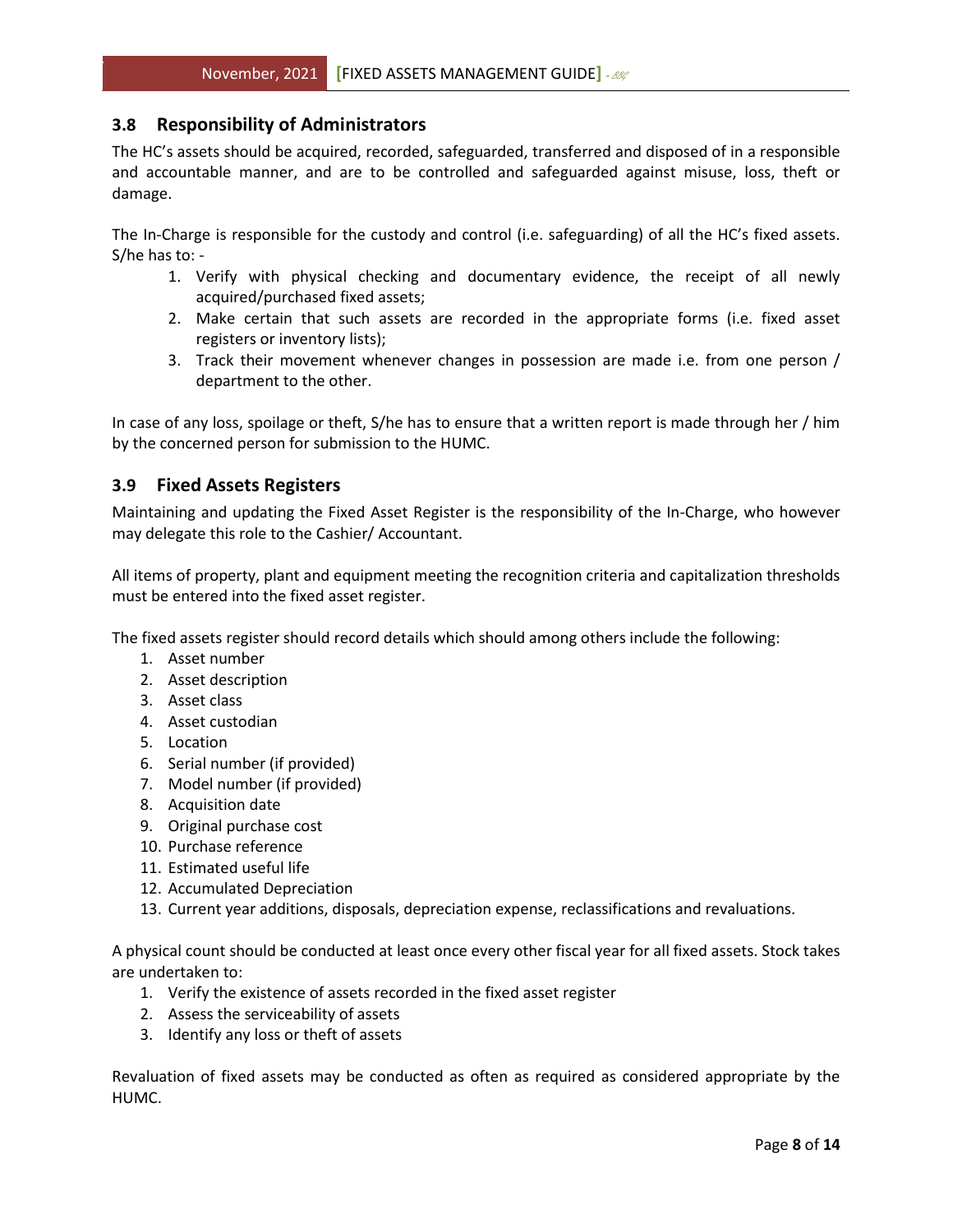## 3.8 Responsibility of Administrators

The HC's assets should be acquired, recorded, safeguarded, transferred and disposed of in a responsible and accountable manner, and are to be controlled and safeguarded against misuse, loss, theft or damage.

The In-Charge is responsible for the custody and control (i.e. safeguarding) of all the HC's fixed assets. S/he has to: -

1. Verify with physical checking and documentary evidence, the receipt of all newly acquired/purchased fixed assets;
2. Make certain that such assets are recorded in the appropriate forms (i.e. fixed asset registers or inventory lists);
3. Track their movement whenever changes in possession are made i.e. from one person / department to the other.

In case of any loss, spoilage or theft, S/he has to ensure that a written report is made through her / him by the concerned person for submission to the HUMC.

## 3.9 Fixed Assets Registers

Maintaining and updating the Fixed Asset Register is the responsibility of the In-Charge, who however may delegate this role to the Cashier/ Accountant.

All items of property, plant and equipment meeting the recognition criteria and capitalization thresholds must be entered into the fixed asset register.

The fixed assets register should record details which should among others include the following:

1. Asset number
2. Asset description
3. Asset class
4. Asset custodian
5. Location
6. Serial number (if provided)
7. Model number (if provided)
8. Acquisition date
9. Original purchase cost
10. Purchase reference
11. Estimated useful life
12. Accumulated Depreciation
13. Current year additions, disposals, depreciation expense, reclassifications and revaluations.

A physical count should be conducted at least once every other fiscal year for all fixed assets. Stock takes are undertaken to:

1. Verify the existence of assets recorded in the fixed asset register
2. Assess the serviceability of assets
3. Identify any loss or theft of assets

Revaluation of fixed assets may be conducted as often as required as considered appropriate by the HUMC.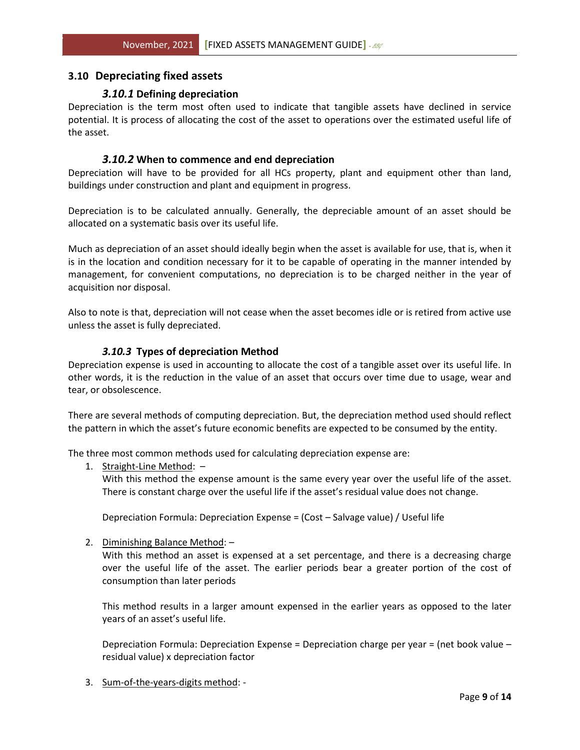## 3.10 Depreciating fixed assets

### *3.10.1* Defining depreciation

Depreciation is the term most often used to indicate that tangible assets have declined in service potential. It is process of allocating the cost of the asset to operations over the estimated useful life of the asset.

### *3.10.2* When to commence and end depreciation

Depreciation will have to be provided for all HCs property, plant and equipment other than land, buildings under construction and plant and equipment in progress.

Depreciation is to be calculated annually. Generally, the depreciable amount of an asset should be allocated on a systematic basis over its useful life.

Much as depreciation of an asset should ideally begin when the asset is available for use, that is, when it is in the location and condition necessary for it to be capable of operating in the manner intended by management, for convenient computations, no depreciation is to be charged neither in the year of acquisition nor disposal.

Also to note is that, depreciation will not cease when the asset becomes idle or is retired from active use unless the asset is fully depreciated.

### *3.10.3* Types of depreciation Method

Depreciation expense is used in accounting to allocate the cost of a tangible asset over its useful life. In other words, it is the reduction in the value of an asset that occurs over time due to usage, wear and tear, or obsolescence.

There are several methods of computing depreciation. But, the depreciation method used should reflect the pattern in which the asset's future economic benefits are expected to be consumed by the entity.

The three most common methods used for calculating depreciation expense are:

1. <u>Straight-Line Method</u>: –

   With this method the expense amount is the same every year over the useful life of the asset. There is constant charge over the useful life if the asset's residual value does not change.

   Depreciation Formula: Depreciation Expense = (Cost – Salvage value) / Useful life

2. <u>Diminishing Balance Method</u>: –

   With this method an asset is expensed at a set percentage, and there is a decreasing charge over the useful life of the asset. The earlier periods bear a greater portion of the cost of consumption than later periods

   This method results in a larger amount expensed in the earlier years as opposed to the later years of an asset's useful life.

   Depreciation Formula: Depreciation Expense = Depreciation charge per year = (net book value – residual value) x depreciation factor

3. <u>Sum-of-the-years-digits method</u>: -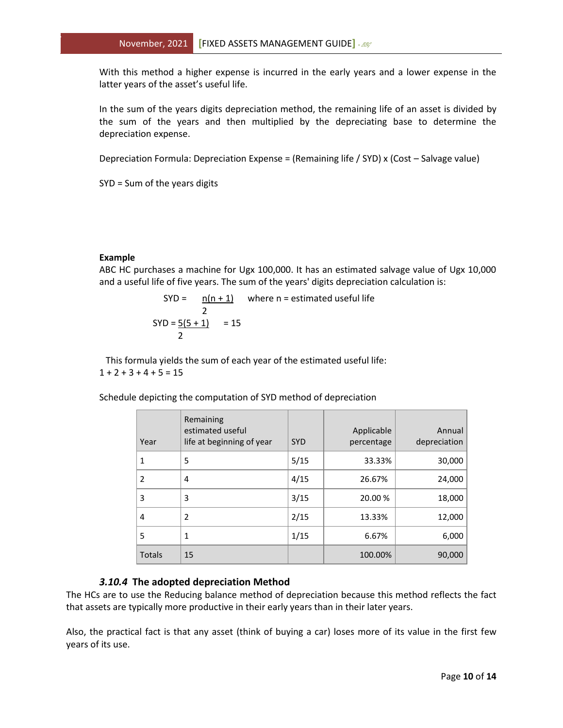With this method a higher expense is incurred in the early years and a lower expense in the latter years of the asset's useful life.

In the sum of the years digits depreciation method, the remaining life of an asset is divided by the sum of the years and then multiplied by the depreciating base to determine the depreciation expense.

Depreciation Formula: Depreciation Expense = (Remaining life / SYD) x (Cost – Salvage value)

SYD = Sum of the years digits

**Example**

ABC HC purchases a machine for Ugx 100,000. It has an estimated salvage value of Ugx 10,000 and a useful life of five years. The sum of the years' digits depreciation calculation is:

$$SYD = \frac{n(n+1)}{2} \quad \text{where n = estimated useful life}$$

$$SYD = \frac{5(5+1)}{2} = 15$$

This formula yields the sum of each year of the estimated useful life:
1 + 2 + 3 + 4 + 5 = 15

Schedule depicting the computation of SYD method of depreciation

| Year | Remaining estimated useful life at beginning of year | SYD | Applicable percentage | Annual depreciation |
|---|---|---|---|---|
| 1 | 5 | 5/15 | 33.33% | 30,000 |
| 2 | 4 | 4/15 | 26.67% | 24,000 |
| 3 | 3 | 3/15 | 20.00 % | 18,000 |
| 4 | 2 | 2/15 | 13.33% | 12,000 |
| 5 | 1 | 1/15 | 6.67% | 6,000 |
| Totals | 15 | | 100.00% | 90,000 |

### *3.10.4* The adopted depreciation Method

The HCs are to use the Reducing balance method of depreciation because this method reflects the fact that assets are typically more productive in their early years than in their later years.

Also, the practical fact is that any asset (think of buying a car) loses more of its value in the first few years of its use.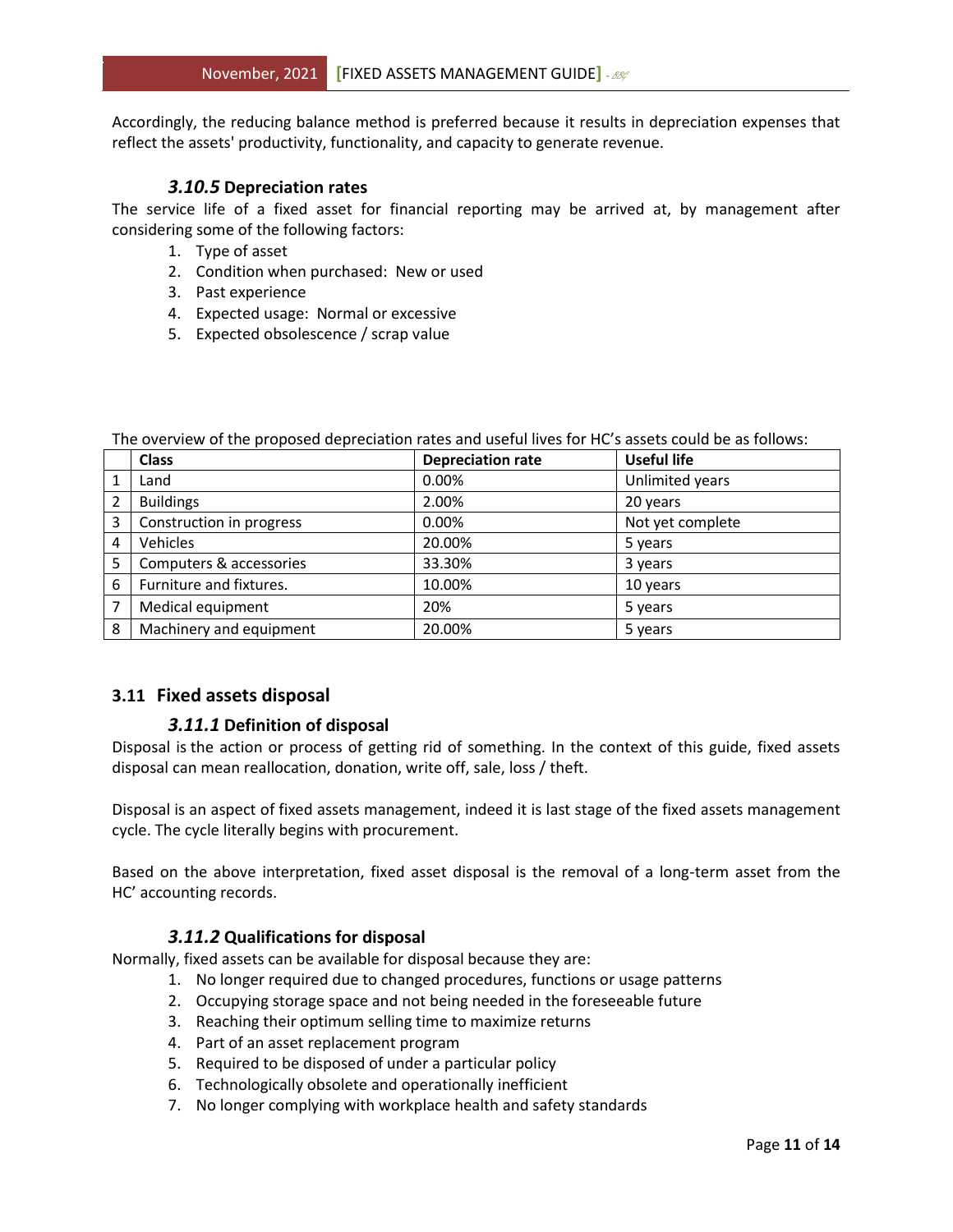Accordingly, the reducing balance method is preferred because it results in depreciation expenses that reflect the assets' productivity, functionality, and capacity to generate revenue.

### *3.10.5* Depreciation rates

The service life of a fixed asset for financial reporting may be arrived at, by management after considering some of the following factors:

1. Type of asset
2. Condition when purchased: New or used
3. Past experience
4. Expected usage: Normal or excessive
5. Expected obsolescence / scrap value

The overview of the proposed depreciation rates and useful lives for HC's assets could be as follows:

| | Class | Depreciation rate | Useful life |
|---|---|---|---|
| 1 | Land | 0.00% | Unlimited years |
| 2 | Buildings | 2.00% | 20 years |
| 3 | Construction in progress | 0.00% | Not yet complete |
| 4 | Vehicles | 20.00% | 5 years |
| 5 | Computers & accessories | 33.30% | 3 years |
| 6 | Furniture and fixtures. | 10.00% | 10 years |
| 7 | Medical equipment | 20% | 5 years |
| 8 | Machinery and equipment | 20.00% | 5 years |

## 3.11 Fixed assets disposal

### *3.11.1* Definition of disposal

Disposal is the action or process of getting rid of something. In the context of this guide, fixed assets disposal can mean reallocation, donation, write off, sale, loss / theft.

Disposal is an aspect of fixed assets management, indeed it is last stage of the fixed assets management cycle. The cycle literally begins with procurement.

Based on the above interpretation, fixed asset disposal is the removal of a long-term asset from the HC' accounting records.

### *3.11.2* Qualifications for disposal

Normally, fixed assets can be available for disposal because they are:

1. No longer required due to changed procedures, functions or usage patterns
2. Occupying storage space and not being needed in the foreseeable future
3. Reaching their optimum selling time to maximize returns
4. Part of an asset replacement program
5. Required to be disposed of under a particular policy
6. Technologically obsolete and operationally inefficient
7. No longer complying with workplace health and safety standards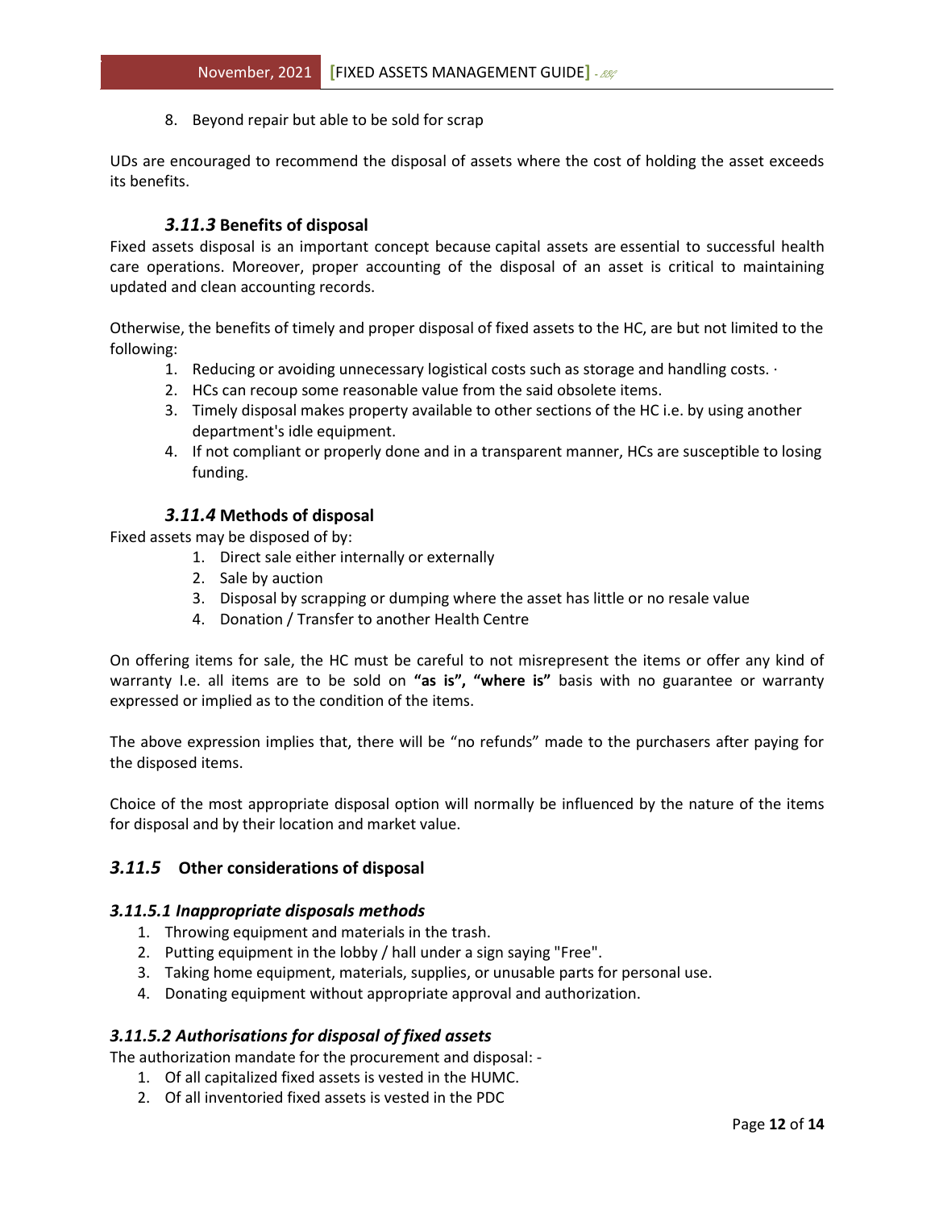8. Beyond repair but able to be sold for scrap

UDs are encouraged to recommend the disposal of assets where the cost of holding the asset exceeds its benefits.

### *3.11.3* Benefits of disposal

Fixed assets disposal is an important concept because capital assets are essential to successful health care operations. Moreover, proper accounting of the disposal of an asset is critical to maintaining updated and clean accounting records.

Otherwise, the benefits of timely and proper disposal of fixed assets to the HC, are but not limited to the following:

1. Reducing or avoiding unnecessary logistical costs such as storage and handling costs. ·
2. HCs can recoup some reasonable value from the said obsolete items.
3. Timely disposal makes property available to other sections of the HC i.e. by using another department's idle equipment.
4. If not compliant or properly done and in a transparent manner, HCs are susceptible to losing funding.

### *3.11.4* Methods of disposal

Fixed assets may be disposed of by:

1. Direct sale either internally or externally
2. Sale by auction
3. Disposal by scrapping or dumping where the asset has little or no resale value
4. Donation / Transfer to another Health Centre

On offering items for sale, the HC must be careful to not misrepresent the items or offer any kind of warranty I.e. all items are to be sold on **"as is", "where is"** basis with no guarantee or warranty expressed or implied as to the condition of the items.

The above expression implies that, there will be "no refunds" made to the purchasers after paying for the disposed items.

Choice of the most appropriate disposal option will normally be influenced by the nature of the items for disposal and by their location and market value.

### *3.11.5* Other considerations of disposal

#### *3.11.5.1 Inappropriate disposals methods*

1. Throwing equipment and materials in the trash.
2. Putting equipment in the lobby / hall under a sign saying "Free".
3. Taking home equipment, materials, supplies, or unusable parts for personal use.
4. Donating equipment without appropriate approval and authorization.

#### *3.11.5.2 Authorisations for disposal of fixed assets*

The authorization mandate for the procurement and disposal: -

1. Of all capitalized fixed assets is vested in the HUMC.
2. Of all inventoried fixed assets is vested in the PDC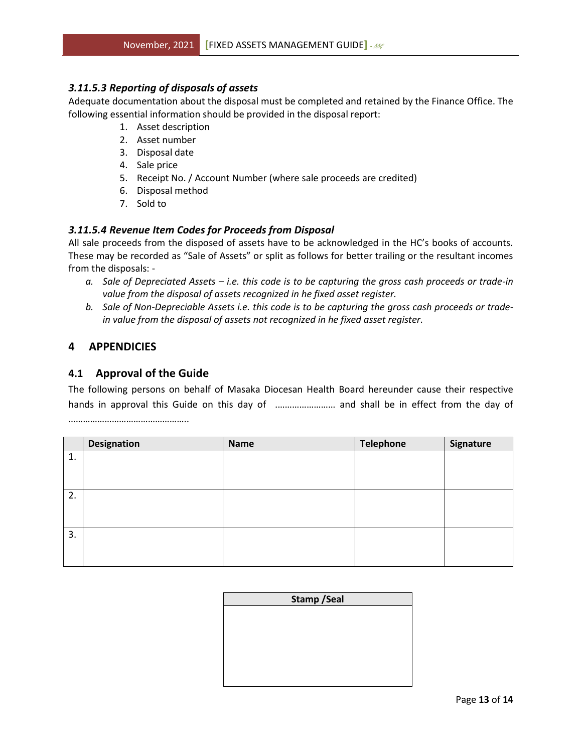### *3.11.5.3 Reporting of disposals of assets*

Adequate documentation about the disposal must be completed and retained by the Finance Office. The following essential information should be provided in the disposal report:

1. Asset description
2. Asset number
3. Disposal date
4. Sale price
5. Receipt No. / Account Number (where sale proceeds are credited)
6. Disposal method
7. Sold to

### *3.11.5.4 Revenue Item Codes for Proceeds from Disposal*

All sale proceeds from the disposed of assets have to be acknowledged in the HC's books of accounts. These may be recorded as "Sale of Assets" or split as follows for better trailing or the resultant incomes from the disposals: -

a. *Sale of Depreciated Assets – i.e. this code is to be capturing the gross cash proceeds or trade-in value from the disposal of assets recognized in he fixed asset register.*
b. *Sale of Non-Depreciable Assets i.e. this code is to be capturing the gross cash proceeds or trade-in value from the disposal of assets not recognized in he fixed asset register.*

# 4 APPENDICIES

## 4.1 Approval of the Guide

The following persons on behalf of Masaka Diocesan Health Board hereunder cause their respective hands in approval this Guide on this day of ……………………. and shall be in effect from the day of …………………………………………..

| | Designation | Name | Telephone | Signature |
|---|---|---|---|---|
| 1. | | | | |
| 2. | | | | |
| 3. | | | | |

| Stamp /Seal |
|---|
| |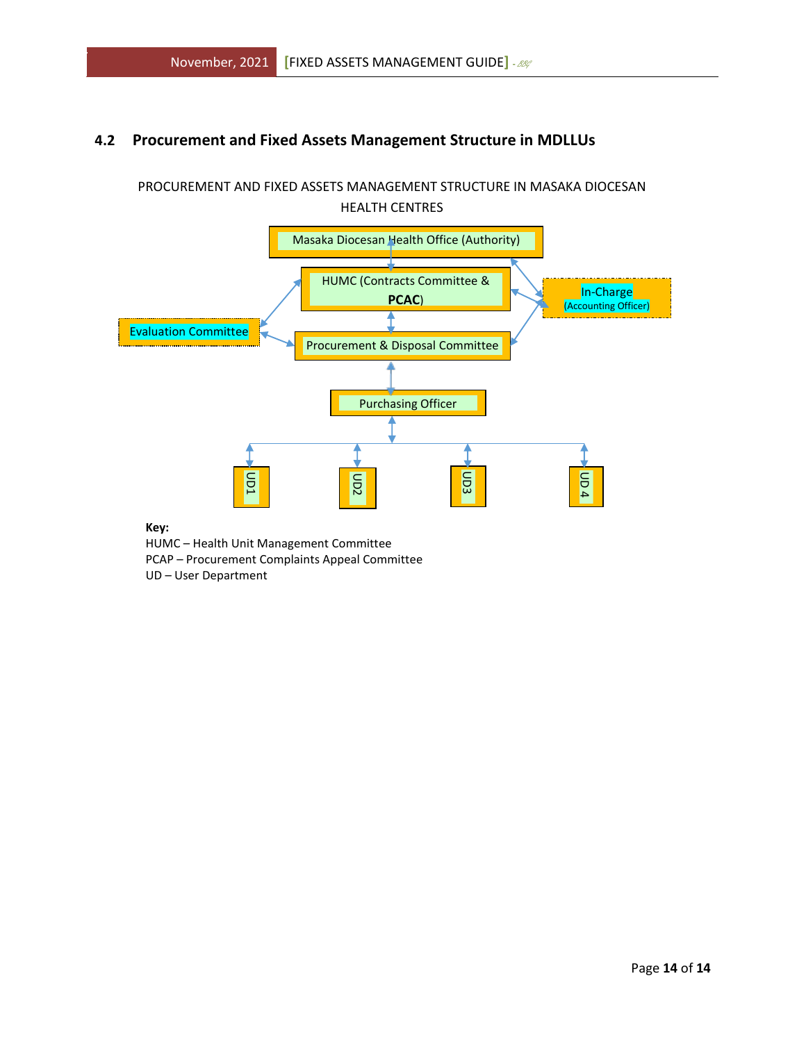## 4.2 Procurement and Fixed Assets Management Structure in MDLLUs

PROCUREMENT AND FIXED ASSETS MANAGEMENT STRUCTURE IN MASAKA DIOCESAN HEALTH CENTRES

Masaka Diocesan Health Office (Authority)

HUMC (Contracts Committee & **PCAC**)

In-Charge
(Accounting Officer)

Evaluation Committee

Procurement & Disposal Committee

Purchasing Officer

UD1

UD2

UD3

UD 4

**Key:**
HUMC – Health Unit Management Committee
PCAP – Procurement Complaints Appeal Committee
UD – User Department